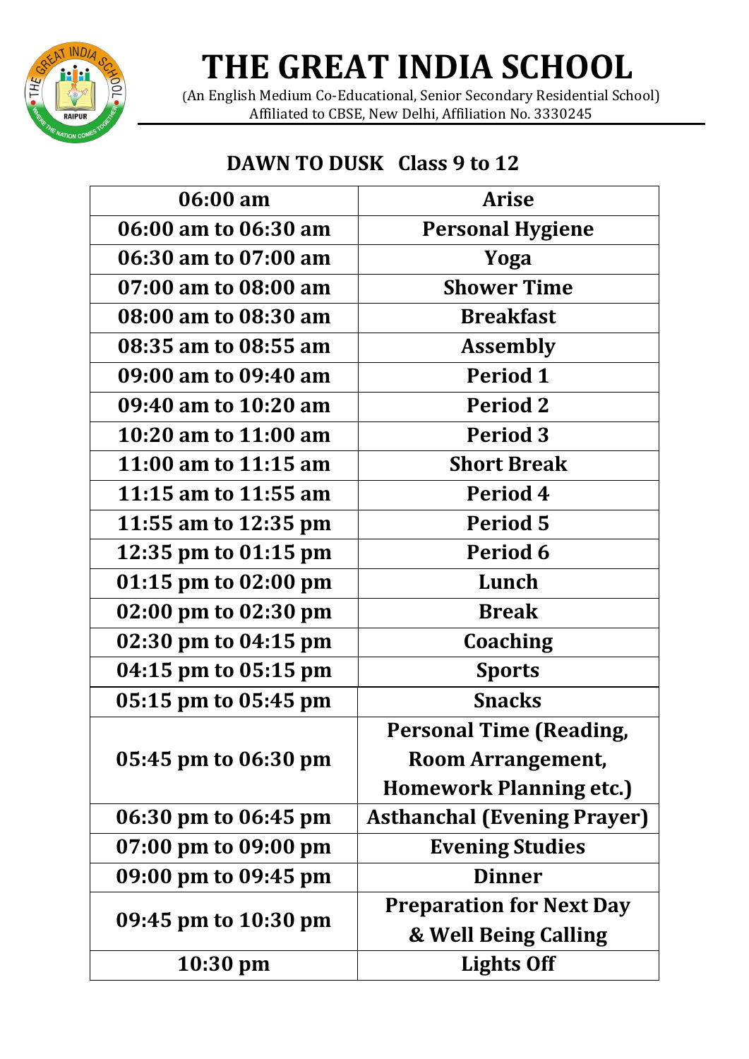# THE GREAT INDIA SCHOOL

(An English Medium Co-Educational, Senior Secondary Residential School)
Affiliated to CBSE, New Delhi, Affiliation No. 3330245

## DAWN TO DUSK Class 9 to 12

| 06:00 am | Arise |
|---|---|
| 06:00 am to 06:30 am | Personal Hygiene |
| 06:30 am to 07:00 am | Yoga |
| 07:00 am to 08:00 am | Shower Time |
| 08:00 am to 08:30 am | Breakfast |
| 08:35 am to 08:55 am | Assembly |
| 09:00 am to 09:40 am | Period 1 |
| 09:40 am to 10:20 am | Period 2 |
| 10:20 am to 11:00 am | Period 3 |
| 11:00 am to 11:15 am | Short Break |
| 11:15 am to 11:55 am | Period 4 |
| 11:55 am to 12:35 pm | Period 5 |
| 12:35 pm to 01:15 pm | Period 6 |
| 01:15 pm to 02:00 pm | Lunch |
| 02:00 pm to 02:30 pm | Break |
| 02:30 pm to 04:15 pm | Coaching |
| 04:15 pm to 05:15 pm | Sports |
| 05:15 pm to 05:45 pm | Snacks |
| 05:45 pm to 06:30 pm | Personal Time (Reading, Room Arrangement, Homework Planning etc.) |
| 06:30 pm to 06:45 pm | Asthanchal (Evening Prayer) |
| 07:00 pm to 09:00 pm | Evening Studies |
| 09:00 pm to 09:45 pm | Dinner |
| 09:45 pm to 10:30 pm | Preparation for Next Day & Well Being Calling |
| 10:30 pm | Lights Off |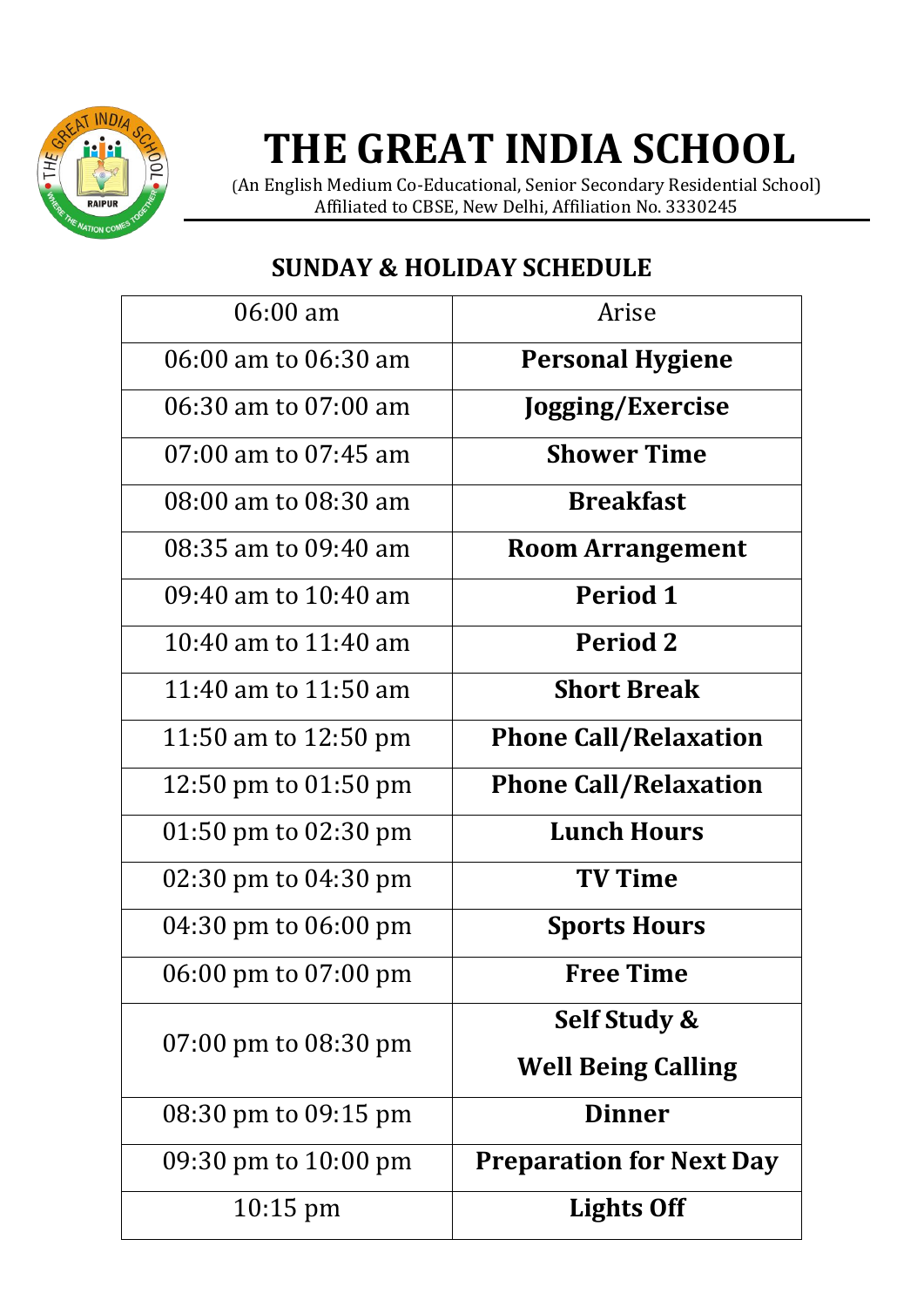# THE GREAT INDIA SCHOOL

(An English Medium Co-Educational, Senior Secondary Residential School)
Affiliated to CBSE, New Delhi, Affiliation No. 3330245

## SUNDAY & HOLIDAY SCHEDULE

| 06:00 am | Arise |
|---|---|
| 06:00 am to 06:30 am | **Personal Hygiene** |
| 06:30 am to 07:00 am | **Jogging/Exercise** |
| 07:00 am to 07:45 am | **Shower Time** |
| 08:00 am to 08:30 am | **Breakfast** |
| 08:35 am to 09:40 am | **Room Arrangement** |
| 09:40 am to 10:40 am | **Period 1** |
| 10:40 am to 11:40 am | **Period 2** |
| 11:40 am to 11:50 am | **Short Break** |
| 11:50 am to 12:50 pm | **Phone Call/Relaxation** |
| 12:50 pm to 01:50 pm | **Phone Call/Relaxation** |
| 01:50 pm to 02:30 pm | **Lunch Hours** |
| 02:30 pm to 04:30 pm | **TV Time** |
| 04:30 pm to 06:00 pm | **Sports Hours** |
| 06:00 pm to 07:00 pm | **Free Time** |
| 07:00 pm to 08:30 pm | **Self Study & Well Being Calling** |
| 08:30 pm to 09:15 pm | **Dinner** |
| 09:30 pm to 10:00 pm | **Preparation for Next Day** |
| 10:15 pm | **Lights Off** |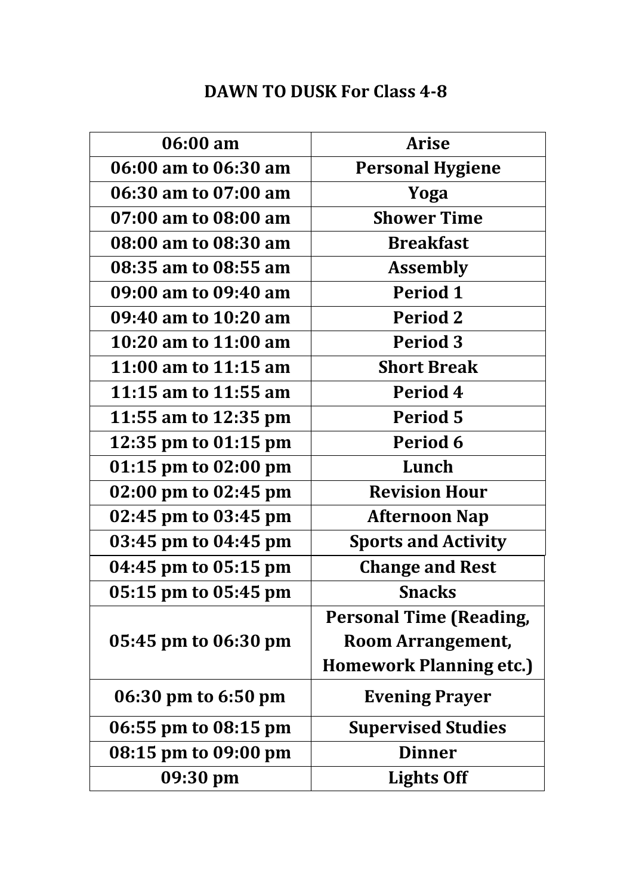# DAWN TO DUSK For Class 4-8

| | |
|---|---|
| **06:00 am** | **Arise** |
| **06:00 am to 06:30 am** | **Personal Hygiene** |
| **06:30 am to 07:00 am** | **Yoga** |
| **07:00 am to 08:00 am** | **Shower Time** |
| **08:00 am to 08:30 am** | **Breakfast** |
| **08:35 am to 08:55 am** | **Assembly** |
| **09:00 am to 09:40 am** | **Period 1** |
| **09:40 am to 10:20 am** | **Period 2** |
| **10:20 am to 11:00 am** | **Period 3** |
| **11:00 am to 11:15 am** | **Short Break** |
| **11:15 am to 11:55 am** | **Period 4** |
| **11:55 am to 12:35 pm** | **Period 5** |
| **12:35 pm to 01:15 pm** | **Period 6** |
| **01:15 pm to 02:00 pm** | **Lunch** |
| **02:00 pm to 02:45 pm** | **Revision Hour** |
| **02:45 pm to 03:45 pm** | **Afternoon Nap** |
| **03:45 pm to 04:45 pm** | **Sports and Activity** |
| **04:45 pm to 05:15 pm** | **Change and Rest** |
| **05:15 pm to 05:45 pm** | **Snacks** |
| **05:45 pm to 06:30 pm** | **Personal Time (Reading, Room Arrangement, Homework Planning etc.)** |
| **06:30 pm to 6:50 pm** | **Evening Prayer** |
| **06:55 pm to 08:15 pm** | **Supervised Studies** |
| **08:15 pm to 09:00 pm** | **Dinner** |
| **09:30 pm** | **Lights Off** |